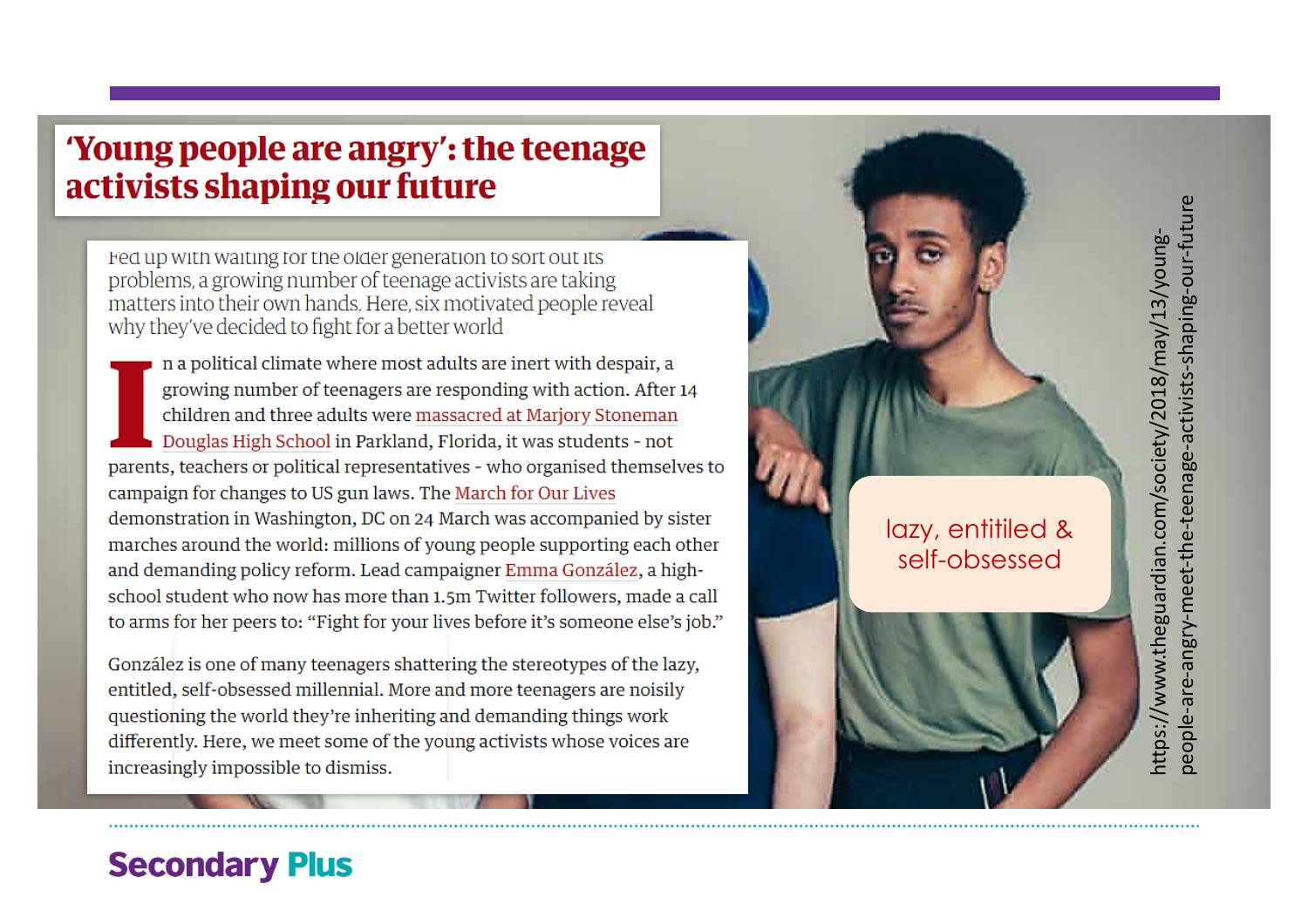# 'Young people are angry': the teenage activists shaping our future

Fed up with waiting for the older generation to sort out its problems, a growing number of teenage activists are taking matters into their own hands. Here, six motivated people reveal why they've decided to fight for a better world

In a political climate where most adults are inert with despair, a growing number of teenagers are responding with action. After 14 children and three adults were massacred at Marjory Stoneman Douglas High School in Parkland, Florida, it was students - not parents, teachers or political representatives - who organised themselves to campaign for changes to US gun laws. The March for Our Lives demonstration in Washington, DC on 24 March was accompanied by sister marches around the world: millions of young people supporting each other and demanding policy reform. Lead campaigner Emma González, a high-school student who now has more than 1.5m Twitter followers, made a call to arms for her peers to: "Fight for your lives before it's someone else's job."

González is one of many teenagers shattering the stereotypes of the lazy, entitled, self-obsessed millennial. More and more teenagers are noisily questioning the world they're inheriting and demanding things work differently. Here, we meet some of the young activists whose voices are increasingly impossible to dismiss.

lazy, entitled & self-obsessed

https://www.theguardian.com/society/2018/may/13/young-people-are-angry-meet-the-teenage-activists-shaping-our-future

Secondary Plus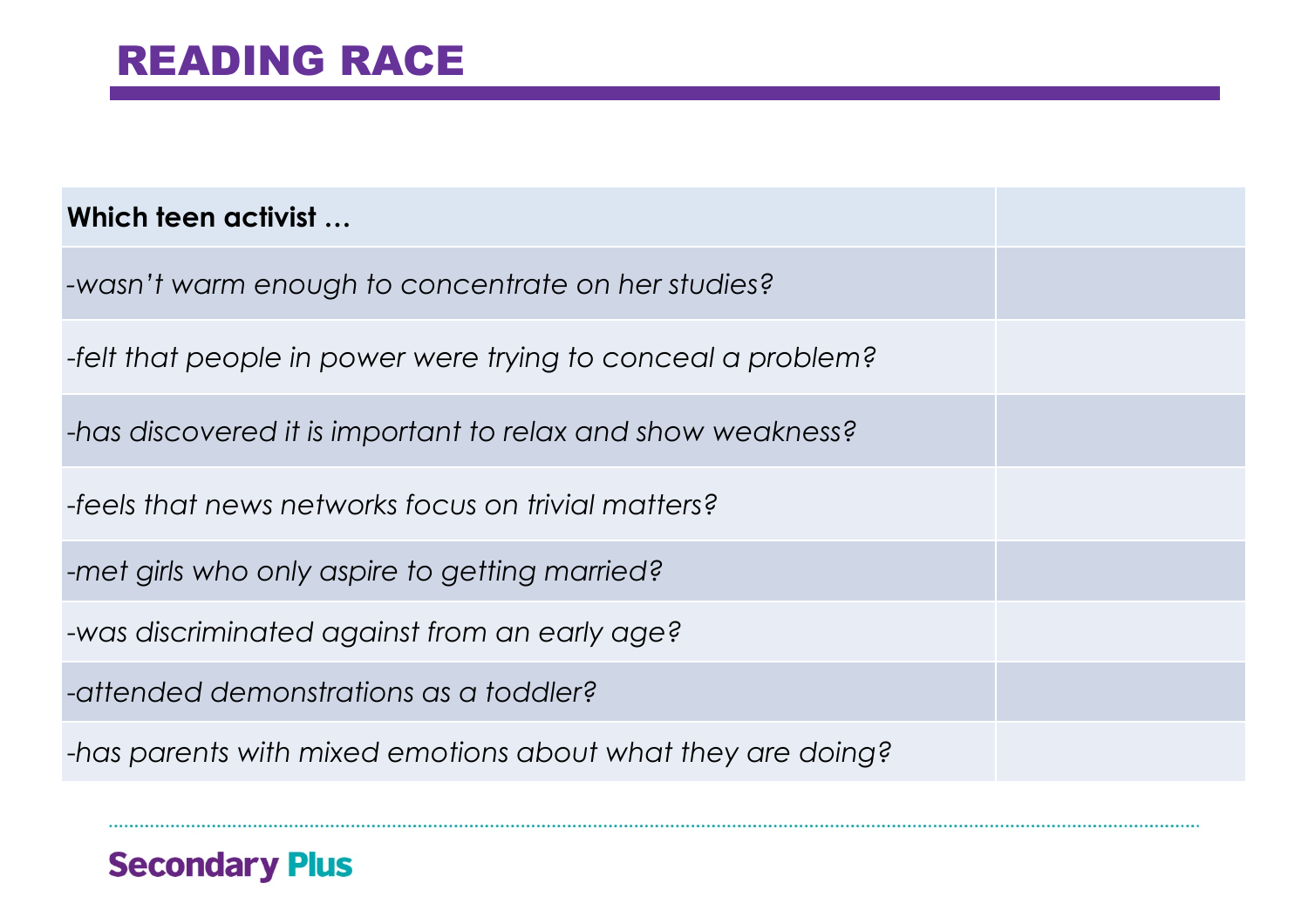# READING RACE

| Which teen activist … | |
|---|---|
| *-wasn't warm enough to concentrate on her studies?* | |
| *-felt that people in power were trying to conceal a problem?* | |
| *-has discovered it is important to relax and show weakness?* | |
| *-feels that news networks focus on trivial matters?* | |
| *-met girls who only aspire to getting married?* | |
| *-was discriminated against from an early age?* | |
| *-attended demonstrations as a toddler?* | |
| *-has parents with mixed emotions about what they are doing?* | |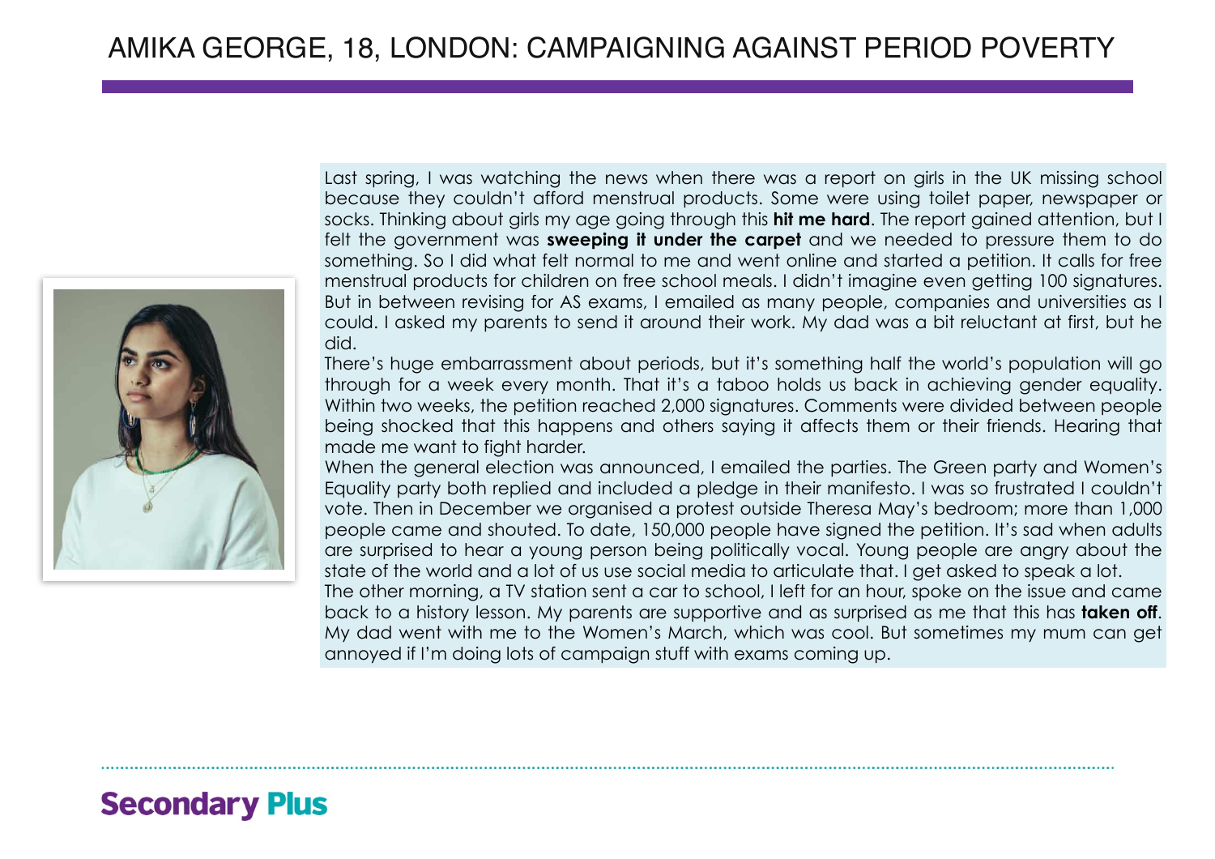# AMIKA GEORGE, 18, LONDON: CAMPAIGNING AGAINST PERIOD POVERTY

Last spring, I was watching the news when there was a report on girls in the UK missing school because they couldn't afford menstrual products. Some were using toilet paper, newspaper or socks. Thinking about girls my age going through this **hit me hard**. The report gained attention, but I felt the government was **sweeping it under the carpet** and we needed to pressure them to do something. So I did what felt normal to me and went online and started a petition. It calls for free menstrual products for children on free school meals. I didn't imagine even getting 100 signatures. But in between revising for AS exams, I emailed as many people, companies and universities as I could. I asked my parents to send it around their work. My dad was a bit reluctant at first, but he did.

There's huge embarrassment about periods, but it's something half the world's population will go through for a week every month. That it's a taboo holds us back in achieving gender equality. Within two weeks, the petition reached 2,000 signatures. Comments were divided between people being shocked that this happens and others saying it affects them or their friends. Hearing that made me want to fight harder.

When the general election was announced, I emailed the parties. The Green party and Women's Equality party both replied and included a pledge in their manifesto. I was so frustrated I couldn't vote. Then in December we organised a protest outside Theresa May's bedroom; more than 1,000 people came and shouted. To date, 150,000 people have signed the petition. It's sad when adults are surprised to hear a young person being politically vocal. Young people are angry about the state of the world and a lot of us use social media to articulate that. I get asked to speak a lot.

The other morning, a TV station sent a car to school, I left for an hour, spoke on the issue and came back to a history lesson. My parents are supportive and as surprised as me that this has **taken off**. My dad went with me to the Women's March, which was cool. But sometimes my mum can get annoyed if I'm doing lots of campaign stuff with exams coming up.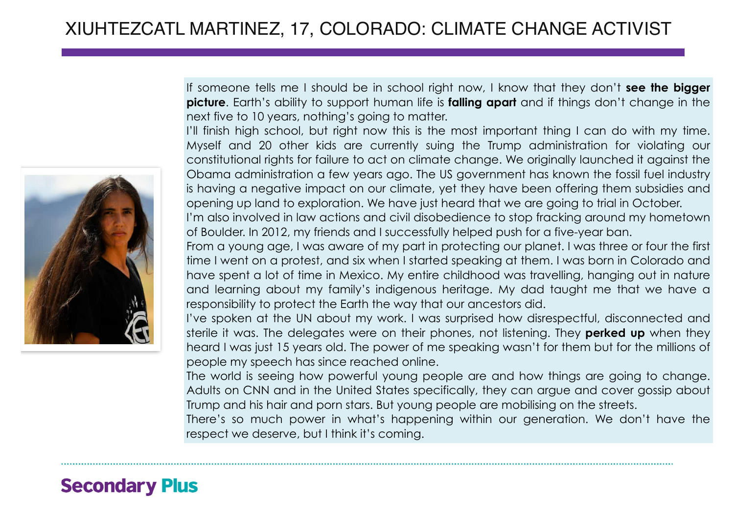# XIUHTEZCATL MARTINEZ, 17, COLORADO: CLIMATE CHANGE ACTIVIST

If someone tells me I should be in school right now, I know that they don't **see the bigger picture**. Earth's ability to support human life is **falling apart** and if things don't change in the next five to 10 years, nothing's going to matter.

I'll finish high school, but right now this is the most important thing I can do with my time. Myself and 20 other kids are currently suing the Trump administration for violating our constitutional rights for failure to act on climate change. We originally launched it against the Obama administration a few years ago. The US government has known the fossil fuel industry is having a negative impact on our climate, yet they have been offering them subsidies and opening up land to exploration. We have just heard that we are going to trial in October.

I'm also involved in law actions and civil disobedience to stop fracking around my hometown of Boulder. In 2012, my friends and I successfully helped push for a five-year ban.

From a young age, I was aware of my part in protecting our planet. I was three or four the first time I went on a protest, and six when I started speaking at them. I was born in Colorado and have spent a lot of time in Mexico. My entire childhood was travelling, hanging out in nature and learning about my family's indigenous heritage. My dad taught me that we have a responsibility to protect the Earth the way that our ancestors did.

I've spoken at the UN about my work. I was surprised how disrespectful, disconnected and sterile it was. The delegates were on their phones, not listening. They **perked up** when they heard I was just 15 years old. The power of me speaking wasn't for them but for the millions of people my speech has since reached online.

The world is seeing how powerful young people are and how things are going to change. Adults on CNN and in the United States specifically, they can argue and cover gossip about Trump and his hair and porn stars. But young people are mobilising on the streets.

There's so much power in what's happening within our generation. We don't have the respect we deserve, but I think it's coming.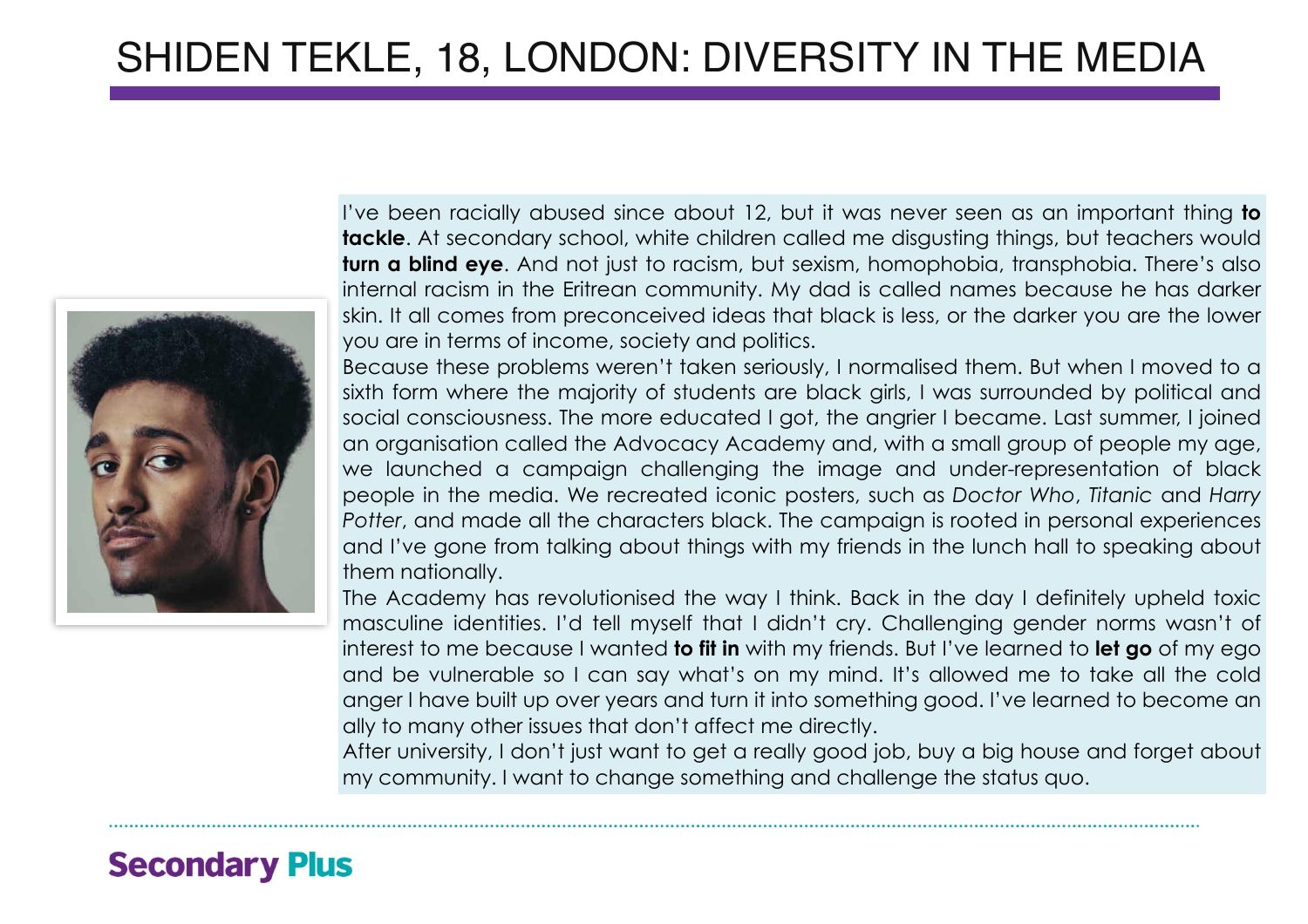# SHIDEN TEKLE, 18, LONDON: DIVERSITY IN THE MEDIA

I've been racially abused since about 12, but it was never seen as an important thing **to tackle**. At secondary school, white children called me disgusting things, but teachers would **turn a blind eye**. And not just to racism, but sexism, homophobia, transphobia. There's also internal racism in the Eritrean community. My dad is called names because he has darker skin. It all comes from preconceived ideas that black is less, or the darker you are the lower you are in terms of income, society and politics.

Because these problems weren't taken seriously, I normalised them. But when I moved to a sixth form where the majority of students are black girls, I was surrounded by political and social consciousness. The more educated I got, the angrier I became. Last summer, I joined an organisation called the Advocacy Academy and, with a small group of people my age, we launched a campaign challenging the image and under-representation of black people in the media. We recreated iconic posters, such as *Doctor Who*, *Titanic* and *Harry Potter*, and made all the characters black. The campaign is rooted in personal experiences and I've gone from talking about things with my friends in the lunch hall to speaking about them nationally.

The Academy has revolutionised the way I think. Back in the day I definitely upheld toxic masculine identities. I'd tell myself that I didn't cry. Challenging gender norms wasn't of interest to me because I wanted **to fit in** with my friends. But I've learned to **let go** of my ego and be vulnerable so I can say what's on my mind. It's allowed me to take all the cold anger I have built up over years and turn it into something good. I've learned to become an ally to many other issues that don't affect me directly.

After university, I don't just want to get a really good job, buy a big house and forget about my community. I want to change something and challenge the status quo.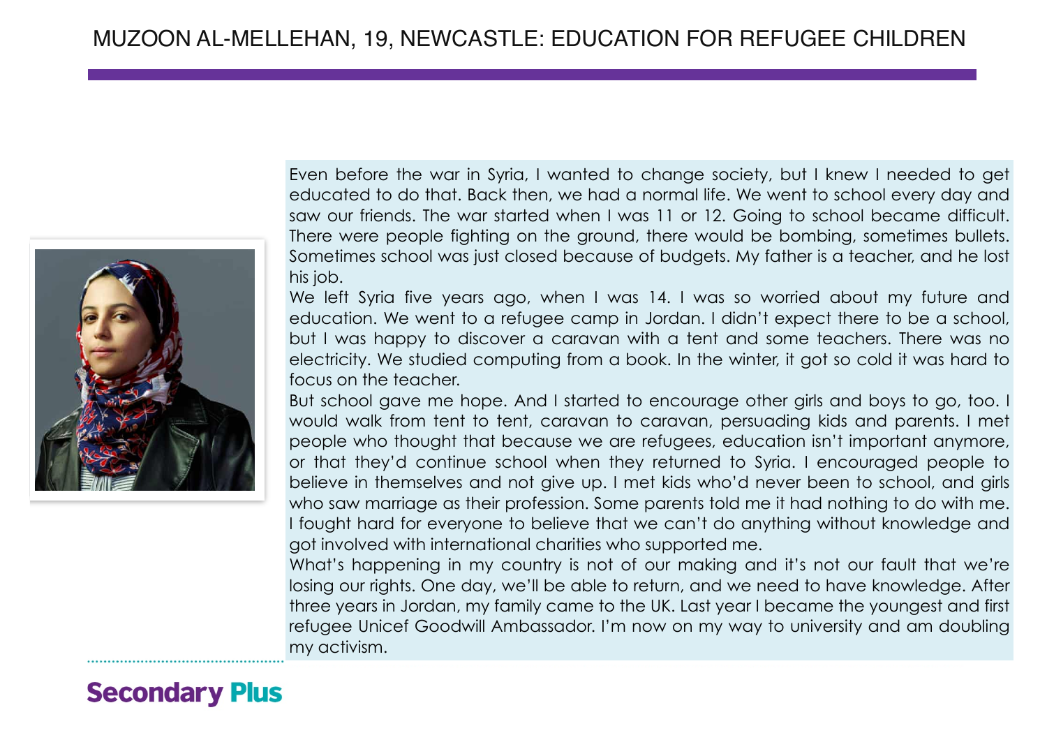# MUZOON AL-MELLEHAN, 19, NEWCASTLE: EDUCATION FOR REFUGEE CHILDREN

Even before the war in Syria, I wanted to change society, but I knew I needed to get educated to do that. Back then, we had a normal life. We went to school every day and saw our friends. The war started when I was 11 or 12. Going to school became difficult. There were people fighting on the ground, there would be bombing, sometimes bullets. Sometimes school was just closed because of budgets. My father is a teacher, and he lost his job.

We left Syria five years ago, when I was 14. I was so worried about my future and education. We went to a refugee camp in Jordan. I didn't expect there to be a school, but I was happy to discover a caravan with a tent and some teachers. There was no electricity. We studied computing from a book. In the winter, it got so cold it was hard to focus on the teacher.

But school gave me hope. And I started to encourage other girls and boys to go, too. I would walk from tent to tent, caravan to caravan, persuading kids and parents. I met people who thought that because we are refugees, education isn't important anymore, or that they'd continue school when they returned to Syria. I encouraged people to believe in themselves and not give up. I met kids who'd never been to school, and girls who saw marriage as their profession. Some parents told me it had nothing to do with me. I fought hard for everyone to believe that we can't do anything without knowledge and got involved with international charities who supported me.

What's happening in my country is not of our making and it's not our fault that we're losing our rights. One day, we'll be able to return, and we need to have knowledge. After three years in Jordan, my family came to the UK. Last year I became the youngest and first refugee Unicef Goodwill Ambassador. I'm now on my way to university and am doubling my activism.